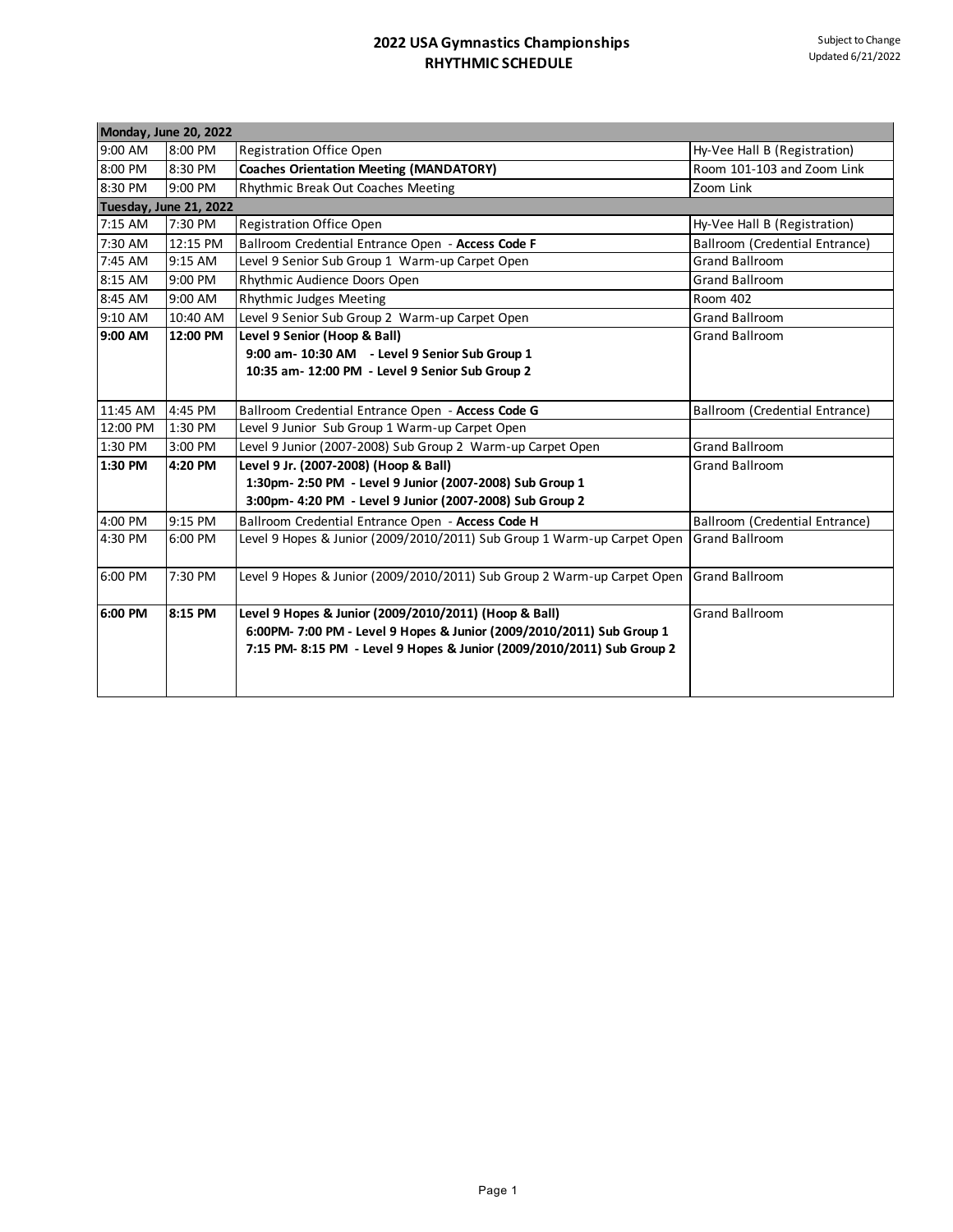# 2022 USA Gymnastics Championships
## RHYTHMIC SCHEDULE

Subject to Change
Updated 6/21/2022

| | | | |
|---|---|---|---|
| **Monday, June 20, 2022** | | | |
| 9:00 AM | 8:00 PM | Registration Office Open | Hy-Vee Hall B (Registration) |
| 8:00 PM | 8:30 PM | **Coaches Orientation Meeting (MANDATORY)** | Room 101-103 and Zoom Link |
| 8:30 PM | 9:00 PM | Rhythmic Break Out Coaches Meeting | Zoom Link |
| **Tuesday, June 21, 2022** | | | |
| 7:15 AM | 7:30 PM | Registration Office Open | Hy-Vee Hall B (Registration) |
| 7:30 AM | 12:15 PM | Ballroom Credential Entrance Open - **Access Code F** | Ballroom (Credential Entrance) |
| 7:45 AM | 9:15 AM | Level 9 Senior Sub Group 1 Warm-up Carpet Open | Grand Ballroom |
| 8:15 AM | 9:00 PM | Rhythmic Audience Doors Open | Grand Ballroom |
| 8:45 AM | 9:00 AM | Rhythmic Judges Meeting | Room 402 |
| 9:10 AM | 10:40 AM | Level 9 Senior Sub Group 2 Warm-up Carpet Open | Grand Ballroom |
| **9:00 AM** | **12:00 PM** | **Level 9 Senior (Hoop & Ball)**<br>**9:00 am- 10:30 AM - Level 9 Senior Sub Group 1**<br>**10:35 am- 12:00 PM - Level 9 Senior Sub Group 2** | Grand Ballroom |
| 11:45 AM | 4:45 PM | Ballroom Credential Entrance Open - **Access Code G** | Ballroom (Credential Entrance) |
| 12:00 PM | 1:30 PM | Level 9 Junior Sub Group 1 Warm-up Carpet Open | |
| 1:30 PM | 3:00 PM | Level 9 Junior (2007-2008) Sub Group 2 Warm-up Carpet Open | Grand Ballroom |
| **1:30 PM** | **4:20 PM** | **Level 9 Jr. (2007-2008) (Hoop & Ball)**<br>**1:30pm- 2:50 PM - Level 9 Junior (2007-2008) Sub Group 1**<br>**3:00pm- 4:20 PM - Level 9 Junior (2007-2008) Sub Group 2** | Grand Ballroom |
| 4:00 PM | 9:15 PM | Ballroom Credential Entrance Open - **Access Code H** | Ballroom (Credential Entrance) |
| 4:30 PM | 6:00 PM | Level 9 Hopes & Junior (2009/2010/2011) Sub Group 1 Warm-up Carpet Open | Grand Ballroom |
| 6:00 PM | 7:30 PM | Level 9 Hopes & Junior (2009/2010/2011) Sub Group 2 Warm-up Carpet Open | Grand Ballroom |
| **6:00 PM** | **8:15 PM** | **Level 9 Hopes & Junior (2009/2010/2011) (Hoop & Ball)**<br>**6:00PM- 7:00 PM - Level 9 Hopes & Junior (2009/2010/2011) Sub Group 1**<br>**7:15 PM- 8:15 PM - Level 9 Hopes & Junior (2009/2010/2011) Sub Group 2** | Grand Ballroom |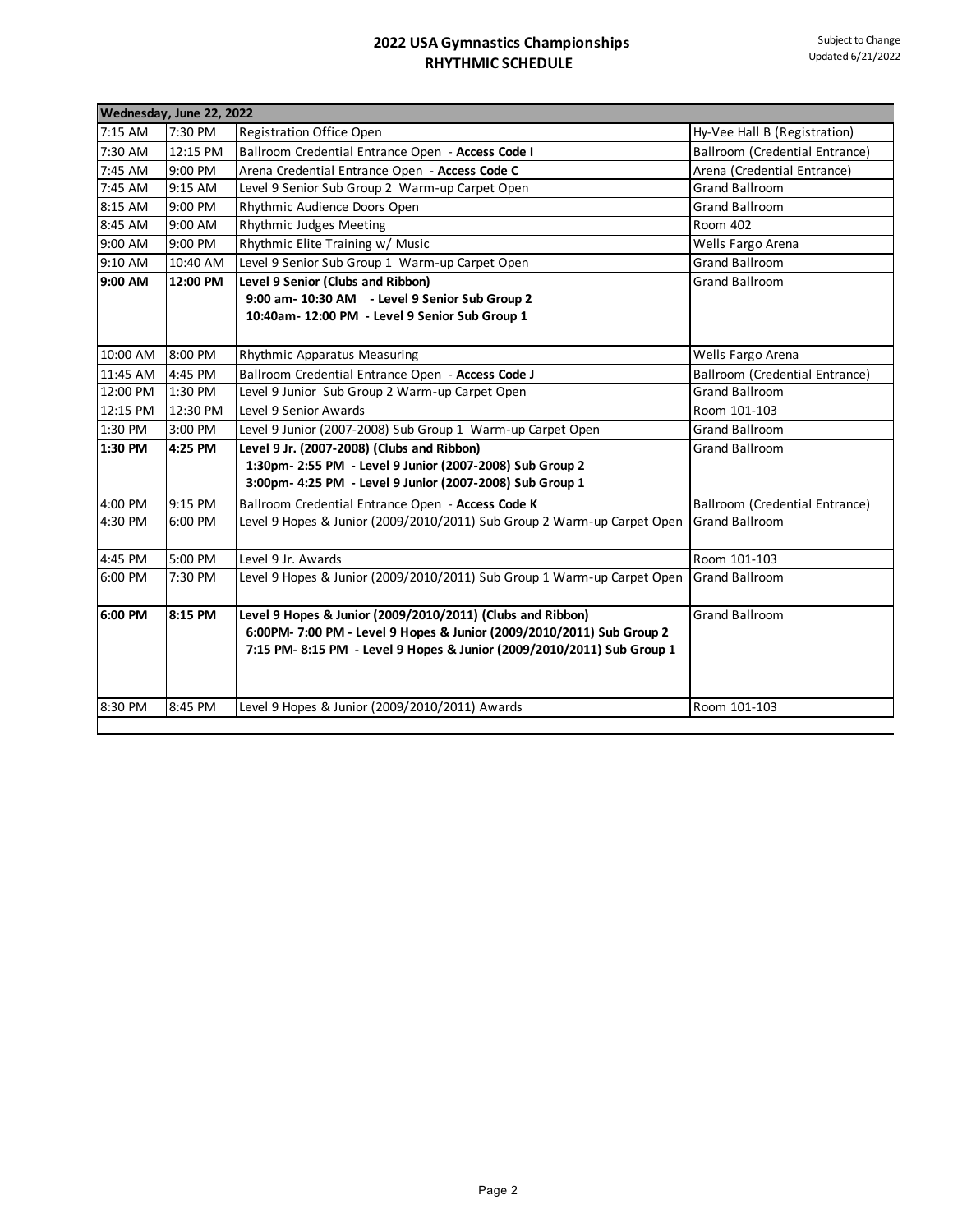## 2022 USA Gymnastics Championships
## RHYTHMIC SCHEDULE

Subject to Change
Updated 6/21/2022

| Wednesday, June 22, 2022 | | | |
|---|---|---|---|
| 7:15 AM | 7:30 PM | Registration Office Open | Hy-Vee Hall B (Registration) |
| 7:30 AM | 12:15 PM | Ballroom Credential Entrance Open - **Access Code I** | Ballroom (Credential Entrance) |
| 7:45 AM | 9:00 PM | Arena Credential Entrance Open - **Access Code C** | Arena (Credential Entrance) |
| 7:45 AM | 9:15 AM | Level 9 Senior Sub Group 2 Warm-up Carpet Open | Grand Ballroom |
| 8:15 AM | 9:00 PM | Rhythmic Audience Doors Open | Grand Ballroom |
| 8:45 AM | 9:00 AM | Rhythmic Judges Meeting | Room 402 |
| 9:00 AM | 9:00 PM | Rhythmic Elite Training w/ Music | Wells Fargo Arena |
| 9:10 AM | 10:40 AM | Level 9 Senior Sub Group 1 Warm-up Carpet Open | Grand Ballroom |
| **9:00 AM** | **12:00 PM** | **Level 9 Senior (Clubs and Ribbon)**<br>**9:00 am- 10:30 AM - Level 9 Senior Sub Group 2**<br>**10:40am- 12:00 PM - Level 9 Senior Sub Group 1** | Grand Ballroom |
| 10:00 AM | 8:00 PM | Rhythmic Apparatus Measuring | Wells Fargo Arena |
| 11:45 AM | 4:45 PM | Ballroom Credential Entrance Open - **Access Code J** | Ballroom (Credential Entrance) |
| 12:00 PM | 1:30 PM | Level 9 Junior Sub Group 2 Warm-up Carpet Open | Grand Ballroom |
| 12:15 PM | 12:30 PM | Level 9 Senior Awards | Room 101-103 |
| 1:30 PM | 3:00 PM | Level 9 Junior (2007-2008) Sub Group 1 Warm-up Carpet Open | Grand Ballroom |
| **1:30 PM** | **4:25 PM** | **Level 9 Jr. (2007-2008) (Clubs and Ribbon)**<br>**1:30pm- 2:55 PM - Level 9 Junior (2007-2008) Sub Group 2**<br>**3:00pm- 4:25 PM - Level 9 Junior (2007-2008) Sub Group 1** | Grand Ballroom |
| 4:00 PM | 9:15 PM | Ballroom Credential Entrance Open - **Access Code K** | Ballroom (Credential Entrance) |
| 4:30 PM | 6:00 PM | Level 9 Hopes & Junior (2009/2010/2011) Sub Group 2 Warm-up Carpet Open | Grand Ballroom |
| 4:45 PM | 5:00 PM | Level 9 Jr. Awards | Room 101-103 |
| 6:00 PM | 7:30 PM | Level 9 Hopes & Junior (2009/2010/2011) Sub Group 1 Warm-up Carpet Open | Grand Ballroom |
| **6:00 PM** | **8:15 PM** | **Level 9 Hopes & Junior (2009/2010/2011) (Clubs and Ribbon)**<br>**6:00PM- 7:00 PM - Level 9 Hopes & Junior (2009/2010/2011) Sub Group 2**<br>**7:15 PM- 8:15 PM - Level 9 Hopes & Junior (2009/2010/2011) Sub Group 1** | Grand Ballroom |
| 8:30 PM | 8:45 PM | Level 9 Hopes & Junior (2009/2010/2011) Awards | Room 101-103 |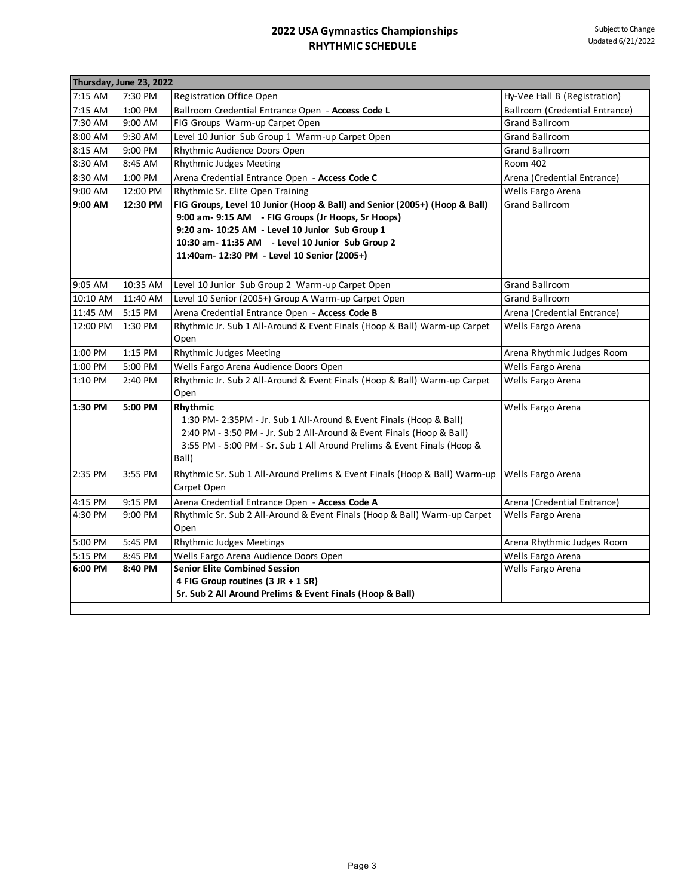## 2022 USA Gymnastics Championships
## RHYTHMIC SCHEDULE

Subject to Change
Updated 6/21/2022

| Thursday, June 23, 2022 | | | |
|---|---|---|---|
| 7:15 AM | 7:30 PM | Registration Office Open | Hy-Vee Hall B (Registration) |
| 7:15 AM | 1:00 PM | Ballroom Credential Entrance Open - **Access Code L** | Ballroom (Credential Entrance) |
| 7:30 AM | 9:00 AM | FIG Groups Warm-up Carpet Open | Grand Ballroom |
| 8:00 AM | 9:30 AM | Level 10 Junior Sub Group 1 Warm-up Carpet Open | Grand Ballroom |
| 8:15 AM | 9:00 PM | Rhythmic Audience Doors Open | Grand Ballroom |
| 8:30 AM | 8:45 AM | Rhythmic Judges Meeting | Room 402 |
| 8:30 AM | 1:00 PM | Arena Credential Entrance Open - **Access Code C** | Arena (Credential Entrance) |
| 9:00 AM | 12:00 PM | Rhythmic Sr. Elite Open Training | Wells Fargo Arena |
| **9:00 AM** | **12:30 PM** | **FIG Groups, Level 10 Junior (Hoop & Ball) and Senior (2005+) (Hoop & Ball)**<br>**9:00 am- 9:15 AM - FIG Groups (Jr Hoops, Sr Hoops)**<br>**9:20 am- 10:25 AM - Level 10 Junior Sub Group 1**<br>**10:30 am- 11:35 AM - Level 10 Junior Sub Group 2**<br>**11:40am- 12:30 PM - Level 10 Senior (2005+)** | Grand Ballroom |
| 9:05 AM | 10:35 AM | Level 10 Junior Sub Group 2 Warm-up Carpet Open | Grand Ballroom |
| 10:10 AM | 11:40 AM | Level 10 Senior (2005+) Group A Warm-up Carpet Open | Grand Ballroom |
| 11:45 AM | 5:15 PM | Arena Credential Entrance Open - **Access Code B** | Arena (Credential Entrance) |
| 12:00 PM | 1:30 PM | Rhythmic Jr. Sub 1 All-Around & Event Finals (Hoop & Ball) Warm-up Carpet Open | Wells Fargo Arena |
| 1:00 PM | 1:15 PM | Rhythmic Judges Meeting | Arena Rhythmic Judges Room |
| 1:00 PM | 5:00 PM | Wells Fargo Arena Audience Doors Open | Wells Fargo Arena |
| 1:10 PM | 2:40 PM | Rhythmic Jr. Sub 2 All-Around & Event Finals (Hoop & Ball) Warm-up Carpet Open | Wells Fargo Arena |
| **1:30 PM** | **5:00 PM** | **Rhythmic**<br>1:30 PM- 2:35PM - Jr. Sub 1 All-Around & Event Finals (Hoop & Ball)<br>2:40 PM - 3:50 PM - Jr. Sub 2 All-Around & Event Finals (Hoop & Ball)<br>3:55 PM - 5:00 PM - Sr. Sub 1 All Around Prelims & Event Finals (Hoop & Ball) | Wells Fargo Arena |
| 2:35 PM | 3:55 PM | Rhythmic Sr. Sub 1 All-Around Prelims & Event Finals (Hoop & Ball) Warm-up Carpet Open | Wells Fargo Arena |
| 4:15 PM | 9:15 PM | Arena Credential Entrance Open - **Access Code A** | Arena (Credential Entrance) |
| 4:30 PM | 9:00 PM | Rhythmic Sr. Sub 2 All-Around & Event Finals (Hoop & Ball) Warm-up Carpet Open | Wells Fargo Arena |
| 5:00 PM | 5:45 PM | Rhythmic Judges Meetings | Arena Rhythmic Judges Room |
| 5:15 PM | 8:45 PM | Wells Fargo Arena Audience Doors Open | Wells Fargo Arena |
| **6:00 PM** | **8:40 PM** | **Senior Elite Combined Session**<br>**4 FIG Group routines (3 JR + 1 SR)**<br>**Sr. Sub 2 All Around Prelims & Event Finals (Hoop & Ball)** | Wells Fargo Arena |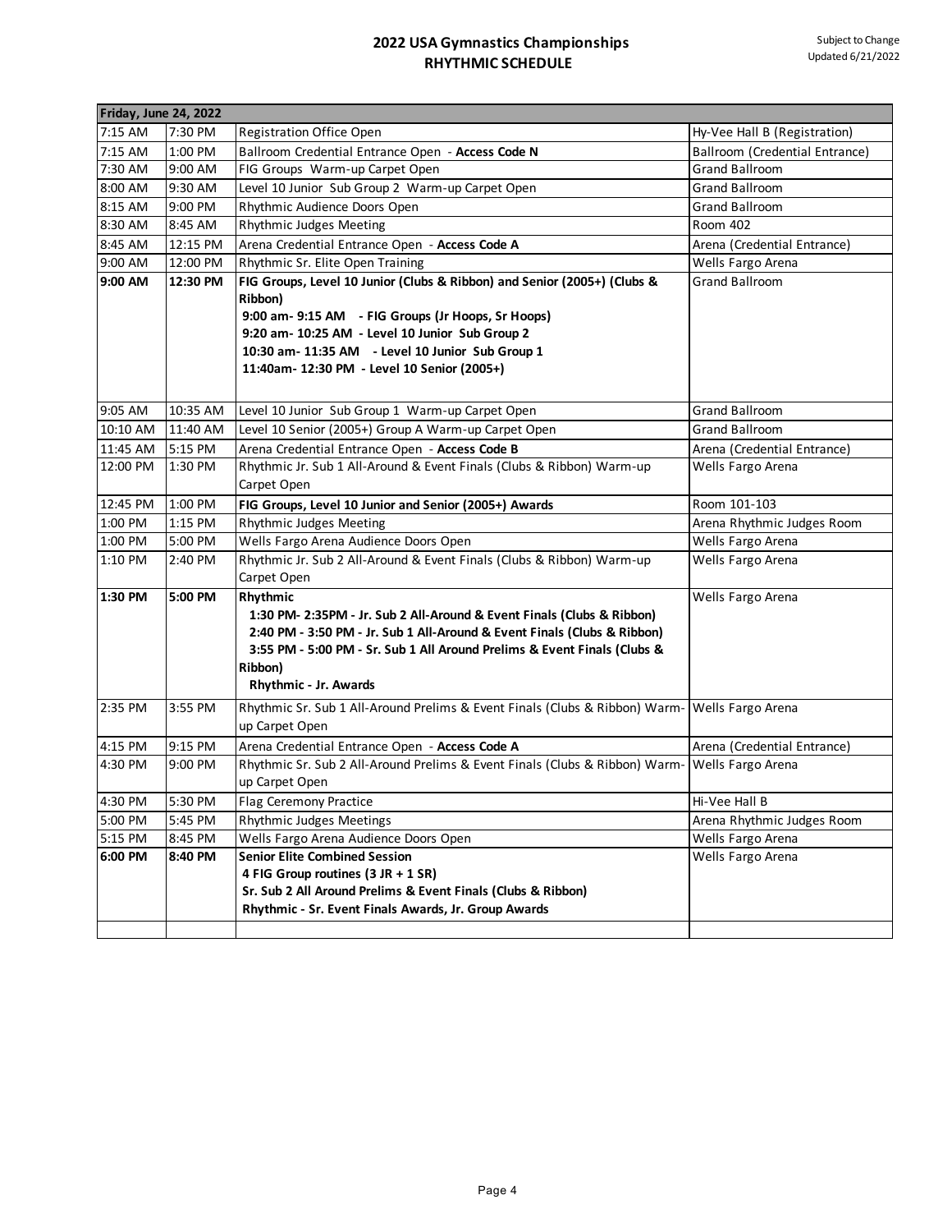**2022 USA Gymnastics Championships**
**RHYTHMIC SCHEDULE**

Subject to Change
Updated 6/21/2022

| Friday, June 24, 2022 | | | |
|---|---|---|---|
| 7:15 AM | 7:30 PM | Registration Office Open | Hy-Vee Hall B (Registration) |
| 7:15 AM | 1:00 PM | Ballroom Credential Entrance Open - **Access Code N** | Ballroom (Credential Entrance) |
| 7:30 AM | 9:00 AM | FIG Groups Warm-up Carpet Open | Grand Ballroom |
| 8:00 AM | 9:30 AM | Level 10 Junior Sub Group 2 Warm-up Carpet Open | Grand Ballroom |
| 8:15 AM | 9:00 PM | Rhythmic Audience Doors Open | Grand Ballroom |
| 8:30 AM | 8:45 AM | Rhythmic Judges Meeting | Room 402 |
| 8:45 AM | 12:15 PM | Arena Credential Entrance Open - **Access Code A** | Arena (Credential Entrance) |
| 9:00 AM | 12:00 PM | Rhythmic Sr. Elite Open Training | Wells Fargo Arena |
| **9:00 AM** | **12:30 PM** | **FIG Groups, Level 10 Junior (Clubs & Ribbon) and Senior (2005+) (Clubs & Ribbon)**<br>**9:00 am- 9:15 AM - FIG Groups (Jr Hoops, Sr Hoops)**<br>**9:20 am- 10:25 AM - Level 10 Junior Sub Group 2**<br>**10:30 am- 11:35 AM - Level 10 Junior Sub Group 1**<br>**11:40am- 12:30 PM - Level 10 Senior (2005+)** | Grand Ballroom |
| 9:05 AM | 10:35 AM | Level 10 Junior Sub Group 1 Warm-up Carpet Open | Grand Ballroom |
| 10:10 AM | 11:40 AM | Level 10 Senior (2005+) Group A Warm-up Carpet Open | Grand Ballroom |
| 11:45 AM | 5:15 PM | Arena Credential Entrance Open - **Access Code B** | Arena (Credential Entrance) |
| 12:00 PM | 1:30 PM | Rhythmic Jr. Sub 1 All-Around & Event Finals (Clubs & Ribbon) Warm-up Carpet Open | Wells Fargo Arena |
| 12:45 PM | 1:00 PM | **FIG Groups, Level 10 Junior and Senior (2005+) Awards** | Room 101-103 |
| 1:00 PM | 1:15 PM | Rhythmic Judges Meeting | Arena Rhythmic Judges Room |
| 1:00 PM | 5:00 PM | Wells Fargo Arena Audience Doors Open | Wells Fargo Arena |
| 1:10 PM | 2:40 PM | Rhythmic Jr. Sub 2 All-Around & Event Finals (Clubs & Ribbon) Warm-up Carpet Open | Wells Fargo Arena |
| **1:30 PM** | **5:00 PM** | **Rhythmic**<br>**1:30 PM- 2:35PM - Jr. Sub 2 All-Around & Event Finals (Clubs & Ribbon)**<br>**2:40 PM - 3:50 PM - Jr. Sub 1 All-Around & Event Finals (Clubs & Ribbon)**<br>**3:55 PM - 5:00 PM - Sr. Sub 1 All Around Prelims & Event Finals (Clubs & Ribbon)**<br>**Rhythmic - Jr. Awards** | Wells Fargo Arena |
| 2:35 PM | 3:55 PM | Rhythmic Sr. Sub 1 All-Around Prelims & Event Finals (Clubs & Ribbon) Warm-up Carpet Open | Wells Fargo Arena |
| 4:15 PM | 9:15 PM | Arena Credential Entrance Open - **Access Code A** | Arena (Credential Entrance) |
| 4:30 PM | 9:00 PM | Rhythmic Sr. Sub 2 All-Around Prelims & Event Finals (Clubs & Ribbon) Warm-up Carpet Open | Wells Fargo Arena |
| 4:30 PM | 5:30 PM | Flag Ceremony Practice | Hi-Vee Hall B |
| 5:00 PM | 5:45 PM | Rhythmic Judges Meetings | Arena Rhythmic Judges Room |
| 5:15 PM | 8:45 PM | Wells Fargo Arena Audience Doors Open | Wells Fargo Arena |
| **6:00 PM** | **8:40 PM** | **Senior Elite Combined Session**<br>**4 FIG Group routines (3 JR + 1 SR)**<br>**Sr. Sub 2 All Around Prelims & Event Finals (Clubs & Ribbon)**<br>**Rhythmic - Sr. Event Finals Awards, Jr. Group Awards** | Wells Fargo Arena |
| | | | |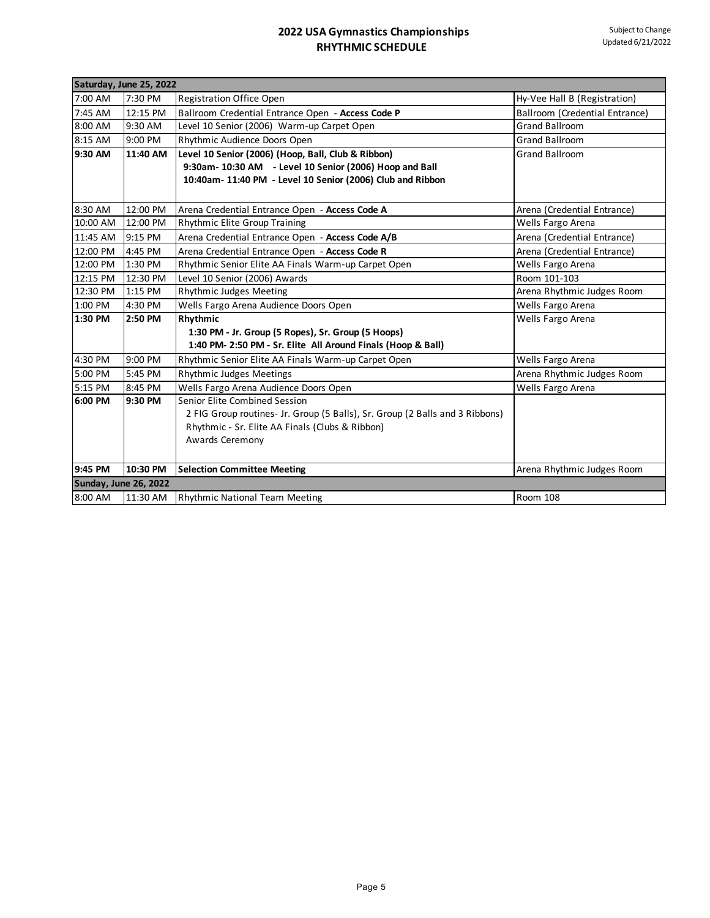# 2022 USA Gymnastics Championships
## RHYTHMIC SCHEDULE

Subject to Change
Updated 6/21/2022

| | | | |
|---|---|---|---|
| **Saturday, June 25, 2022** | | | |
| 7:00 AM | 7:30 PM | Registration Office Open | Hy-Vee Hall B (Registration) |
| 7:45 AM | 12:15 PM | Ballroom Credential Entrance Open - **Access Code P** | Ballroom (Credential Entrance) |
| 8:00 AM | 9:30 AM | Level 10 Senior (2006) Warm-up Carpet Open | Grand Ballroom |
| 8:15 AM | 9:00 PM | Rhythmic Audience Doors Open | Grand Ballroom |
| **9:30 AM** | **11:40 AM** | **Level 10 Senior (2006) (Hoop, Ball, Club & Ribbon)**<br>**9:30am- 10:30 AM - Level 10 Senior (2006) Hoop and Ball**<br>**10:40am- 11:40 PM - Level 10 Senior (2006) Club and Ribbon** | Grand Ballroom |
| 8:30 AM | 12:00 PM | Arena Credential Entrance Open - **Access Code A** | Arena (Credential Entrance) |
| 10:00 AM | 12:00 PM | Rhythmic Elite Group Training | Wells Fargo Arena |
| 11:45 AM | 9:15 PM | Arena Credential Entrance Open - **Access Code A/B** | Arena (Credential Entrance) |
| 12:00 PM | 4:45 PM | Arena Credential Entrance Open - **Access Code R** | Arena (Credential Entrance) |
| 12:00 PM | 1:30 PM | Rhythmic Senior Elite AA Finals Warm-up Carpet Open | Wells Fargo Arena |
| 12:15 PM | 12:30 PM | Level 10 Senior (2006) Awards | Room 101-103 |
| 12:30 PM | 1:15 PM | Rhythmic Judges Meeting | Arena Rhythmic Judges Room |
| 1:00 PM | 4:30 PM | Wells Fargo Arena Audience Doors Open | Wells Fargo Arena |
| **1:30 PM** | **2:50 PM** | **Rhythmic**<br>**1:30 PM - Jr. Group (5 Ropes), Sr. Group (5 Hoops)**<br>**1:40 PM- 2:50 PM - Sr. Elite All Around Finals (Hoop & Ball)** | Wells Fargo Arena |
| 4:30 PM | 9:00 PM | Rhythmic Senior Elite AA Finals Warm-up Carpet Open | Wells Fargo Arena |
| 5:00 PM | 5:45 PM | Rhythmic Judges Meetings | Arena Rhythmic Judges Room |
| 5:15 PM | 8:45 PM | Wells Fargo Arena Audience Doors Open | Wells Fargo Arena |
| **6:00 PM** | **9:30 PM** | Senior Elite Combined Session<br>2 FIG Group routines- Jr. Group (5 Balls), Sr. Group (2 Balls and 3 Ribbons)<br>Rhythmic - Sr. Elite AA Finals (Clubs & Ribbon)<br>Awards Ceremony | |
| **9:45 PM** | **10:30 PM** | **Selection Committee Meeting** | Arena Rhythmic Judges Room |
| **Sunday, June 26, 2022** | | | |
| 8:00 AM | 11:30 AM | Rhythmic National Team Meeting | Room 108 |